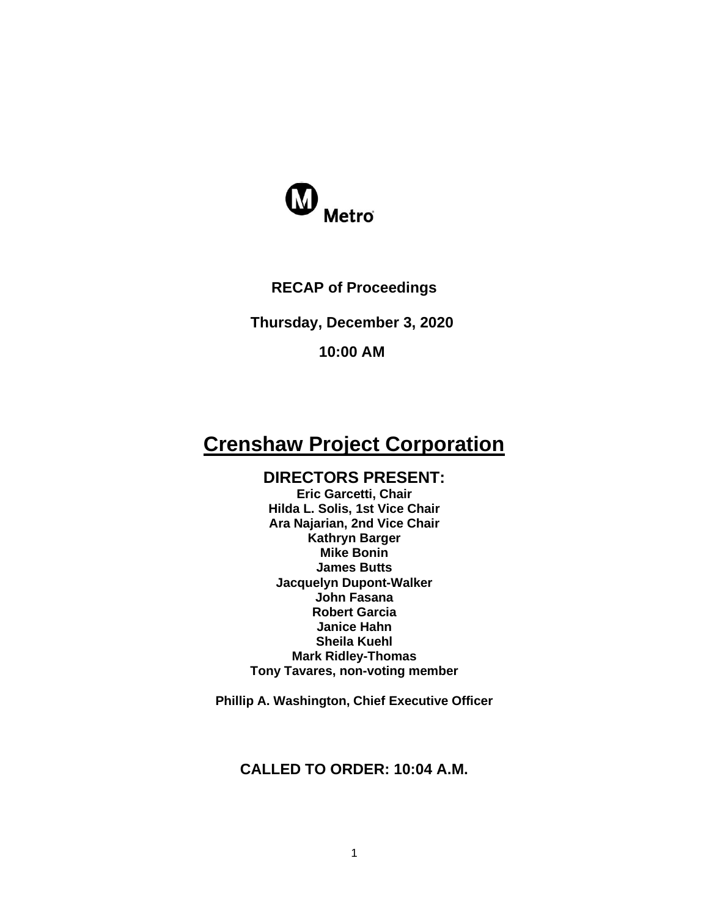Metro

**RECAP of Proceedings**

**Thursday, December 3, 2020**

**10:00 AM**

# Crenshaw Project Corporation

## DIRECTORS PRESENT:

**Eric Garcetti, Chair**
**Hilda L. Solis, 1st Vice Chair**
**Ara Najarian, 2nd Vice Chair**
**Kathryn Barger**
**Mike Bonin**
**James Butts**
**Jacquelyn Dupont-Walker**
**John Fasana**
**Robert Garcia**
**Janice Hahn**
**Sheila Kuehl**
**Mark Ridley-Thomas**
**Tony Tavares, non-voting member**

**Phillip A. Washington, Chief Executive Officer**

**CALLED TO ORDER: 10:04 A.M.**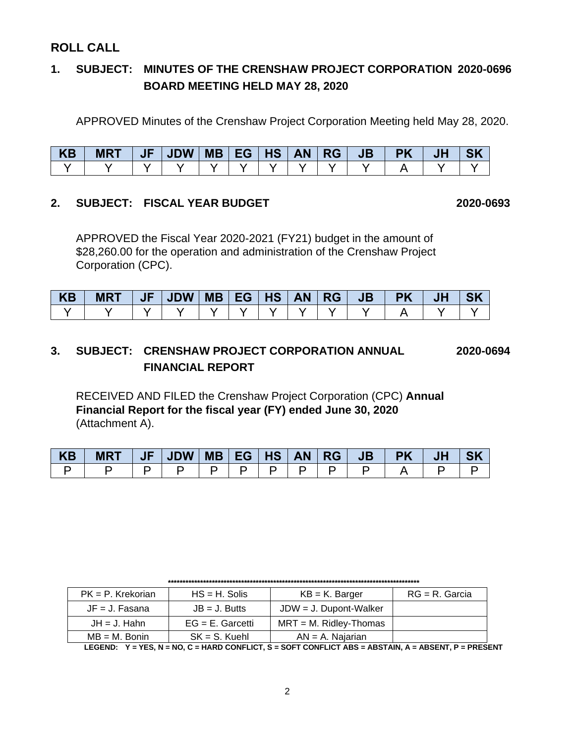## ROLL CALL

### 1. SUBJECT: MINUTES OF THE CRENSHAW PROJECT CORPORATION BOARD MEETING HELD MAY 28, 2020 — 2020-0696

APPROVED Minutes of the Crenshaw Project Corporation Meeting held May 28, 2020.

| KB | MRT | JF | JDW | MB | EG | HS | AN | RG | JB | PK | JH | SK |
|---|---|---|---|---|---|---|---|---|---|---|---|---|
| Y | Y | Y | Y | Y | Y | Y | Y | Y | Y | A | Y | Y |

### 2. SUBJECT: FISCAL YEAR BUDGET — 2020-0693

APPROVED the Fiscal Year 2020-2021 (FY21) budget in the amount of $28,260.00 for the operation and administration of the Crenshaw Project Corporation (CPC).

| KB | MRT | JF | JDW | MB | EG | HS | AN | RG | JB | PK | JH | SK |
|---|---|---|---|---|---|---|---|---|---|---|---|---|
| Y | Y | Y | Y | Y | Y | Y | Y | Y | Y | A | Y | Y |

### 3. SUBJECT: CRENSHAW PROJECT CORPORATION ANNUAL FINANCIAL REPORT — 2020-0694

RECEIVED AND FILED the Crenshaw Project Corporation (CPC) **Annual Financial Report for the fiscal year (FY) ended June 30, 2020** (Attachment A).

| KB | MRT | JF | JDW | MB | EG | HS | AN | RG | JB | PK | JH | SK |
|---|---|---|---|---|---|---|---|---|---|---|---|---|
| P | P | P | P | P | P | P | P | P | P | A | P | P |

*****************************************************************************************

| PK = P. Krekorian | HS = H. Solis | KB = K. Barger | RG = R. Garcia |
|---|---|---|---|
| JF = J. Fasana | JB = J. Butts | JDW = J. Dupont-Walker | |
| JH = J. Hahn | EG = E. Garcetti | MRT = M. Ridley-Thomas | |
| MB = M. Bonin | SK = S. Kuehl | AN = A. Najarian | |

**LEGEND: Y = YES, N = NO, C = HARD CONFLICT, S = SOFT CONFLICT ABS = ABSTAIN, A = ABSENT, P = PRESENT**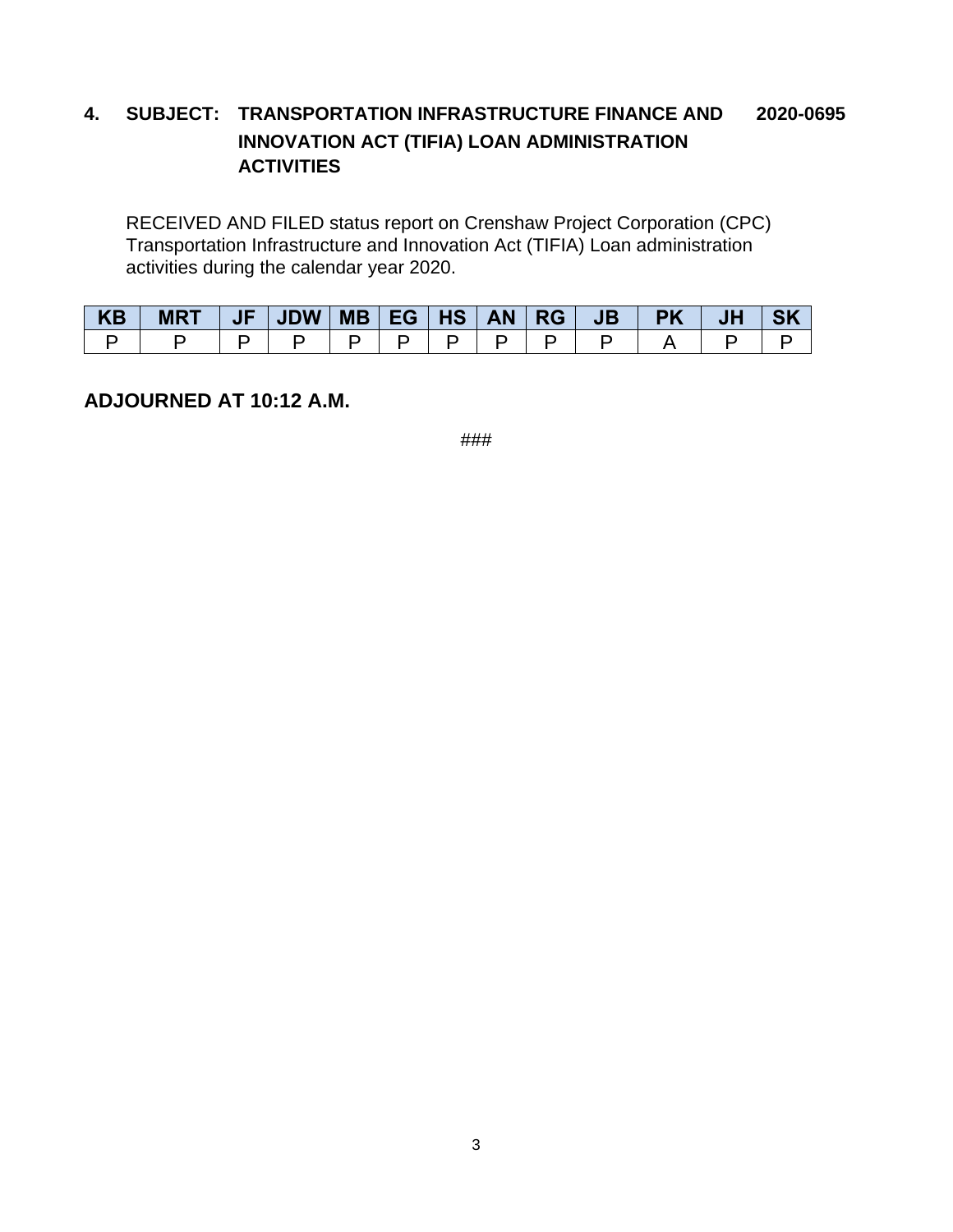**4. SUBJECT: TRANSPORTATION INFRASTRUCTURE FINANCE AND INNOVATION ACT (TIFIA) LOAN ADMINISTRATION ACTIVITIES** **2020-0695**

RECEIVED AND FILED status report on Crenshaw Project Corporation (CPC) Transportation Infrastructure and Innovation Act (TIFIA) Loan administration activities during the calendar year 2020.

| KB | MRT | JF | JDW | MB | EG | HS | AN | RG | JB | PK | JH | SK |
|---|---|---|---|---|---|---|---|---|---|---|---|---|
| P | P | P | P | P | P | P | P | P | P | A | P | P |

**ADJOURNED AT 10:12 A.M.**

###